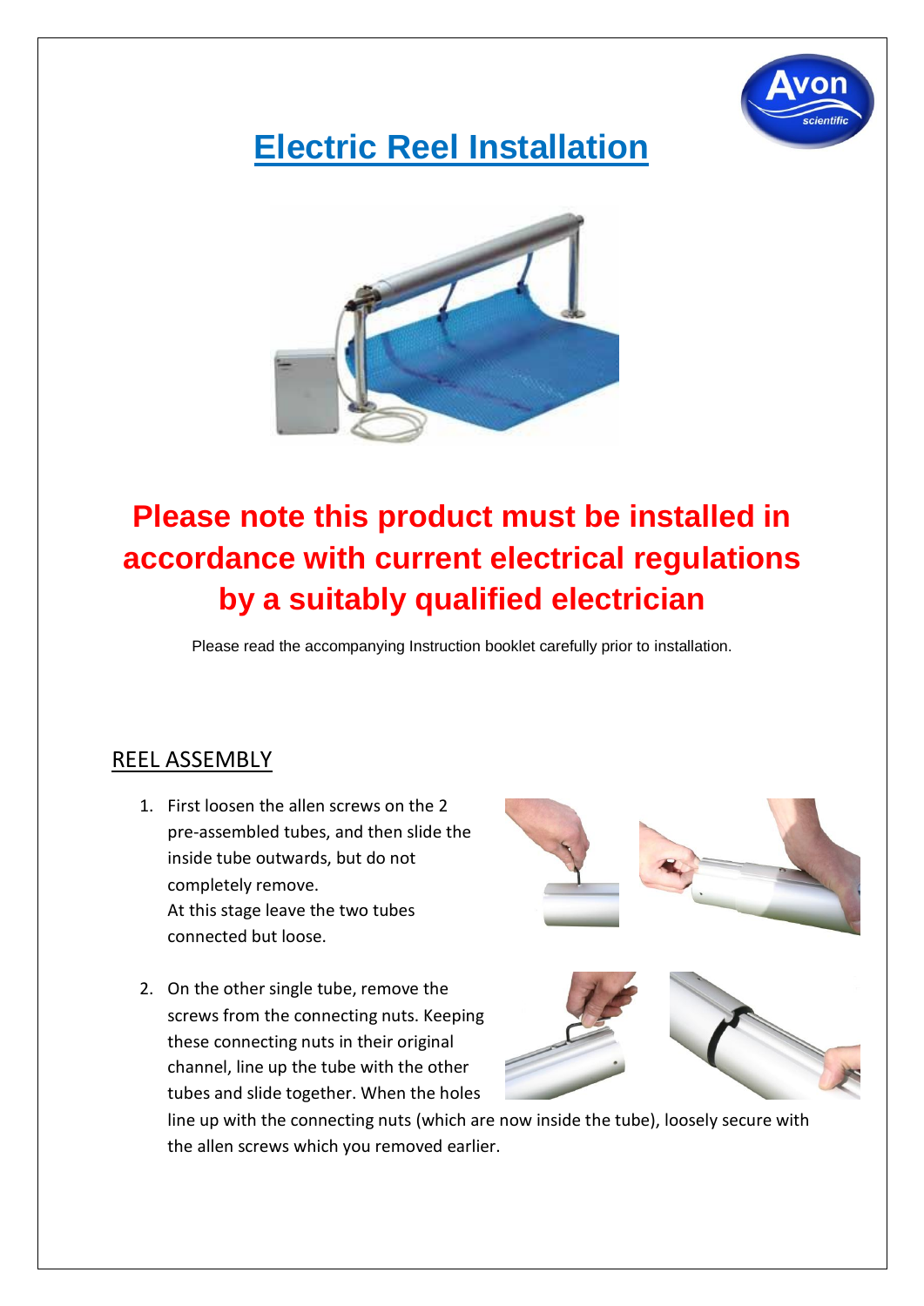# Electric Reel Installation

## Please note this product must be installed in accordance with current electrical regulations by a suitably qualified electrician

Please read the accompanying Instruction booklet carefully prior to installation.

## REEL ASSEMBLY

1. First loosen the allen screws on the 2 pre-assembled tubes, and then slide the inside tube outwards, but do not completely remove.
   At this stage leave the two tubes connected but loose.

2. On the other single tube, remove the screws from the connecting nuts. Keeping these connecting nuts in their original channel, line up the tube with the other tubes and slide together. When the holes line up with the connecting nuts (which are now inside the tube), loosely secure with the allen screws which you removed earlier.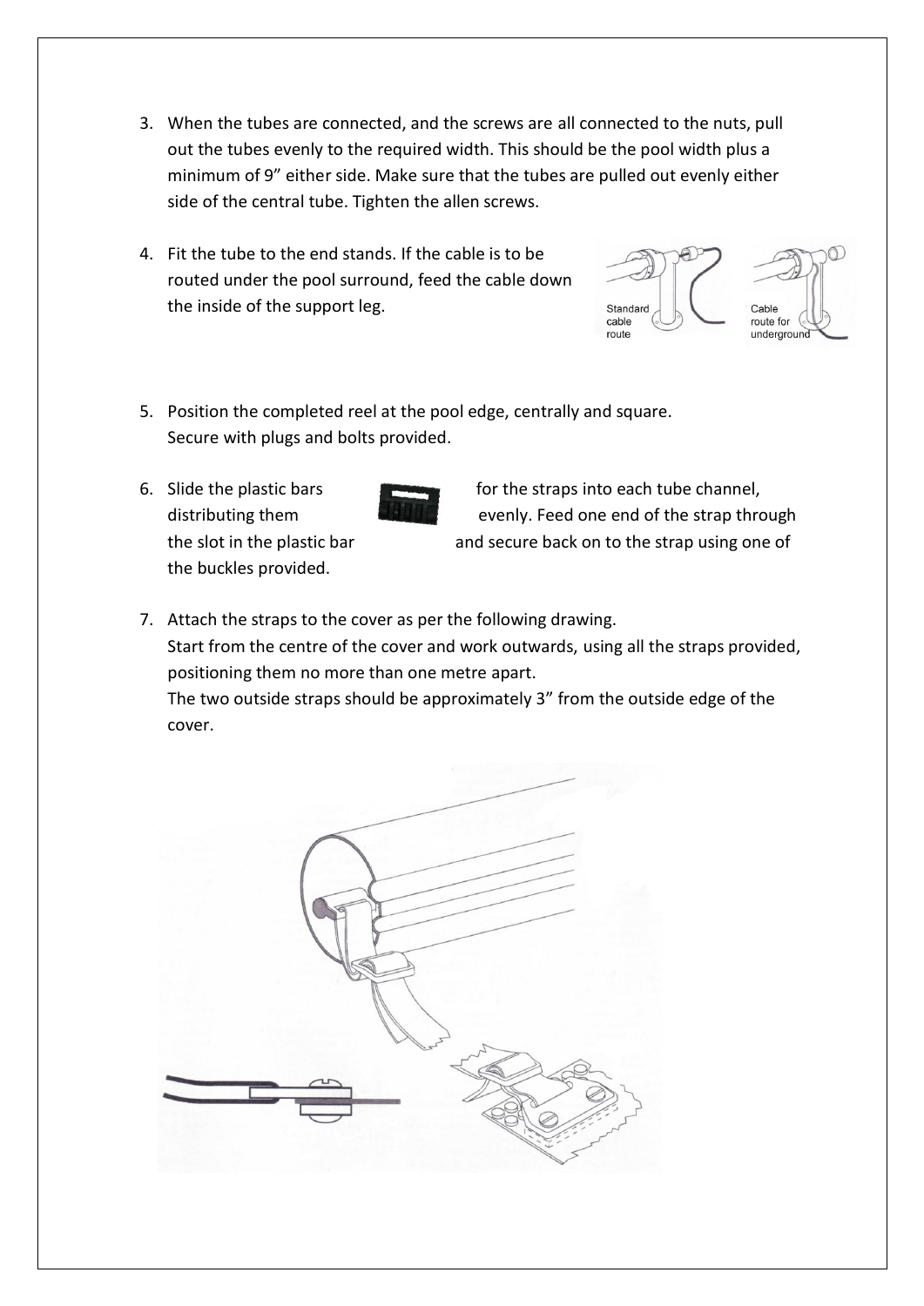3. When the tubes are connected, and the screws are all connected to the nuts, pull out the tubes evenly to the required width. This should be the pool width plus a minimum of 9” either side. Make sure that the tubes are pulled out evenly either side of the central tube. Tighten the allen screws.

4. Fit the tube to the end stands. If the cable is to be routed under the pool surround, feed the cable down the inside of the support leg.

5. Position the completed reel at the pool edge, centrally and square. Secure with plugs and bolts provided.

6. Slide the plastic bars for the straps into each tube channel, distributing them evenly. Feed one end of the strap through the slot in the plastic bar and secure back on to the strap using one of the buckles provided.

7. Attach the straps to the cover as per the following drawing.
   Start from the centre of the cover and work outwards, using all the straps provided, positioning them no more than one metre apart.
   The two outside straps should be approximately 3” from the outside edge of the cover.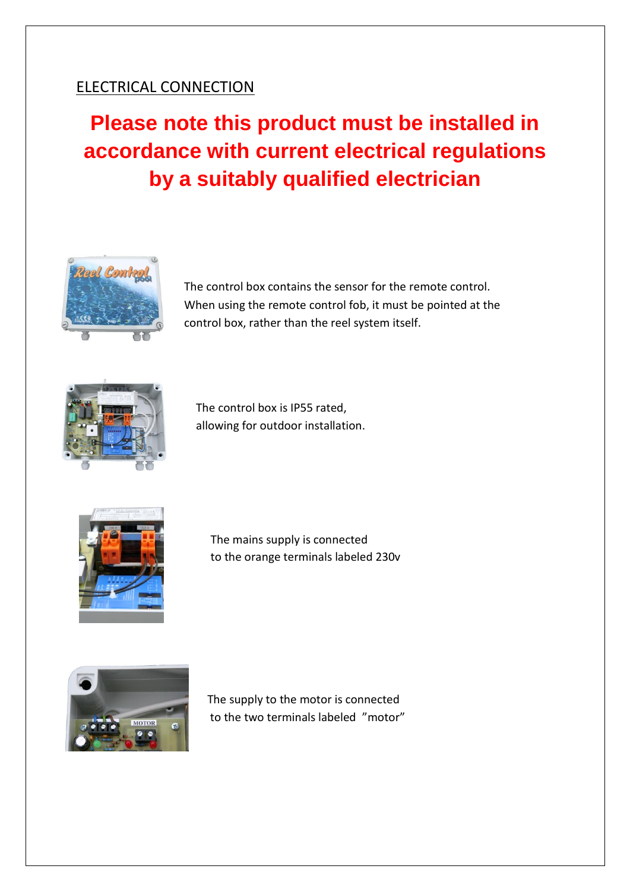## ELECTRICAL CONNECTION

**Please note this product must be installed in accordance with current electrical regulations by a suitably qualified electrician**

The control box contains the sensor for the remote control. When using the remote control fob, it must be pointed at the control box, rather than the reel system itself.

The control box is IP55 rated, allowing for outdoor installation.

The mains supply is connected to the orange terminals labeled 230v

The supply to the motor is connected to the two terminals labeled ”motor”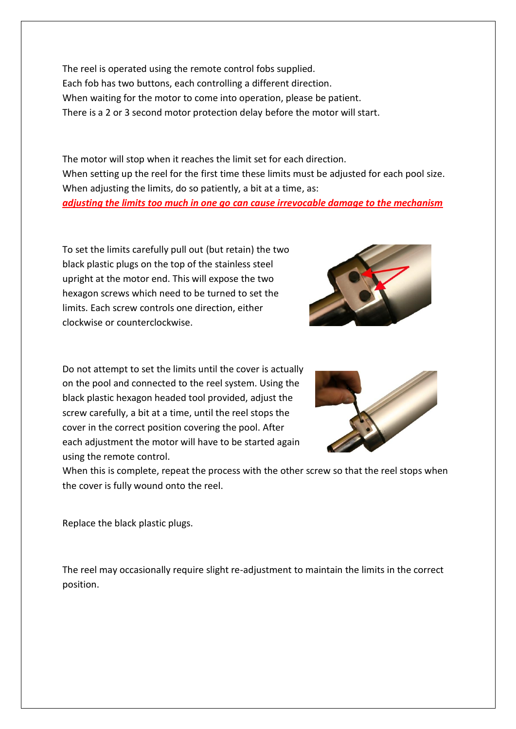The reel is operated using the remote control fobs supplied.
Each fob has two buttons, each controlling a different direction.
When waiting for the motor to come into operation, please be patient.
There is a 2 or 3 second motor protection delay before the motor will start.

The motor will stop when it reaches the limit set for each direction.
When setting up the reel for the first time these limits must be adjusted for each pool size.
When adjusting the limits, do so patiently, a bit at a time, as:
***adjusting the limits too much in one go can cause irrevocable damage to the mechanism***

To set the limits carefully pull out (but retain) the two black plastic plugs on the top of the stainless steel upright at the motor end. This will expose the two hexagon screws which need to be turned to set the limits. Each screw controls one direction, either clockwise or counterclockwise.

Do not attempt to set the limits until the cover is actually on the pool and connected to the reel system. Using the black plastic hexagon headed tool provided, adjust the screw carefully, a bit at a time, until the reel stops the cover in the correct position covering the pool. After each adjustment the motor will have to be started again using the remote control.
When this is complete, repeat the process with the other screw so that the reel stops when the cover is fully wound onto the reel.

Replace the black plastic plugs.

The reel may occasionally require slight re-adjustment to maintain the limits in the correct position.